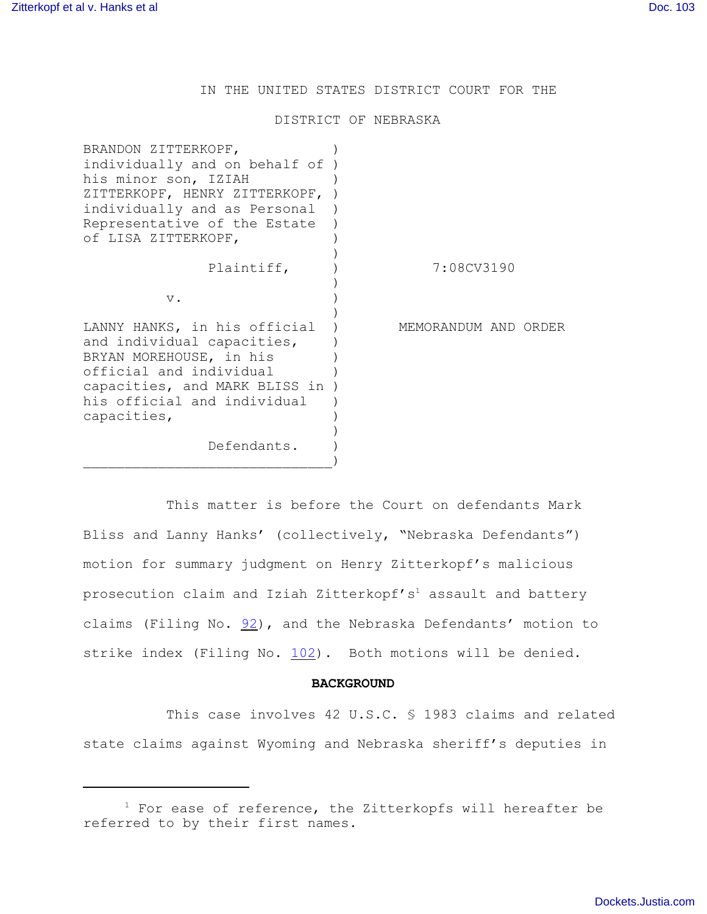IN THE UNITED STATES DISTRICT COURT FOR THE

DISTRICT OF NEBRASKA

| | |
|---|---|
| BRANDON ZITTERKOPF, individually and on behalf of his minor son, IZIAH ZITTERKOPF, HENRY ZITTERKOPF, individually and as Personal Representative of the Estate of LISA ZITTERKOPF, | |
| Plaintiff, | 7:08CV3190 |
| v. | |
| LANNY HANKS, in his official and individual capacities, BRYAN MOREHOUSE, in his official and individual capacities, and MARK BLISS in his official and individual capacities, | MEMORANDUM AND ORDER |
| Defendants. | |

This matter is before the Court on defendants Mark Bliss and Lanny Hanks' (collectively, "Nebraska Defendants") motion for summary judgment on Henry Zitterkopf's malicious prosecution claim and Iziah Zitterkopf's[1] assault and battery claims (Filing No. 92), and the Nebraska Defendants' motion to strike index (Filing No. 102). Both motions will be denied.

**BACKGROUND**

This case involves 42 U.S.C. § 1983 claims and related state claims against Wyoming and Nebraska sheriff's deputies in

[1] For ease of reference, the Zitterkopfs will hereafter be referred to by their first names.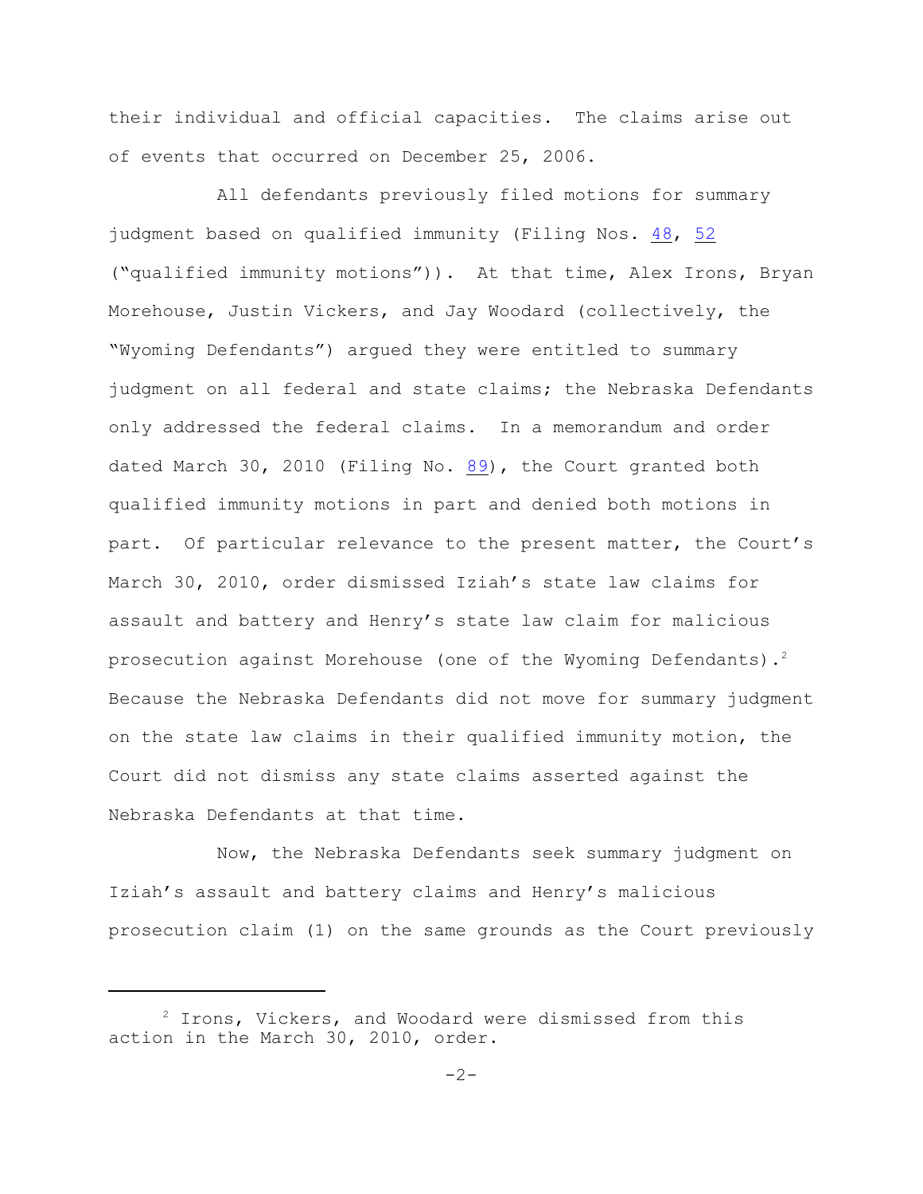their individual and official capacities. The claims arise out of events that occurred on December 25, 2006.

All defendants previously filed motions for summary judgment based on qualified immunity (Filing Nos. 48, 52 ("qualified immunity motions")). At that time, Alex Irons, Bryan Morehouse, Justin Vickers, and Jay Woodard (collectively, the "Wyoming Defendants") argued they were entitled to summary judgment on all federal and state claims; the Nebraska Defendants only addressed the federal claims. In a memorandum and order dated March 30, 2010 (Filing No. 89), the Court granted both qualified immunity motions in part and denied both motions in part. Of particular relevance to the present matter, the Court's March 30, 2010, order dismissed Iziah's state law claims for assault and battery and Henry's state law claim for malicious prosecution against Morehouse (one of the Wyoming Defendants).[2] Because the Nebraska Defendants did not move for summary judgment on the state law claims in their qualified immunity motion, the Court did not dismiss any state claims asserted against the Nebraska Defendants at that time.

Now, the Nebraska Defendants seek summary judgment on Iziah's assault and battery claims and Henry's malicious prosecution claim (1) on the same grounds as the Court previously

---

[2] Irons, Vickers, and Woodard were dismissed from this action in the March 30, 2010, order.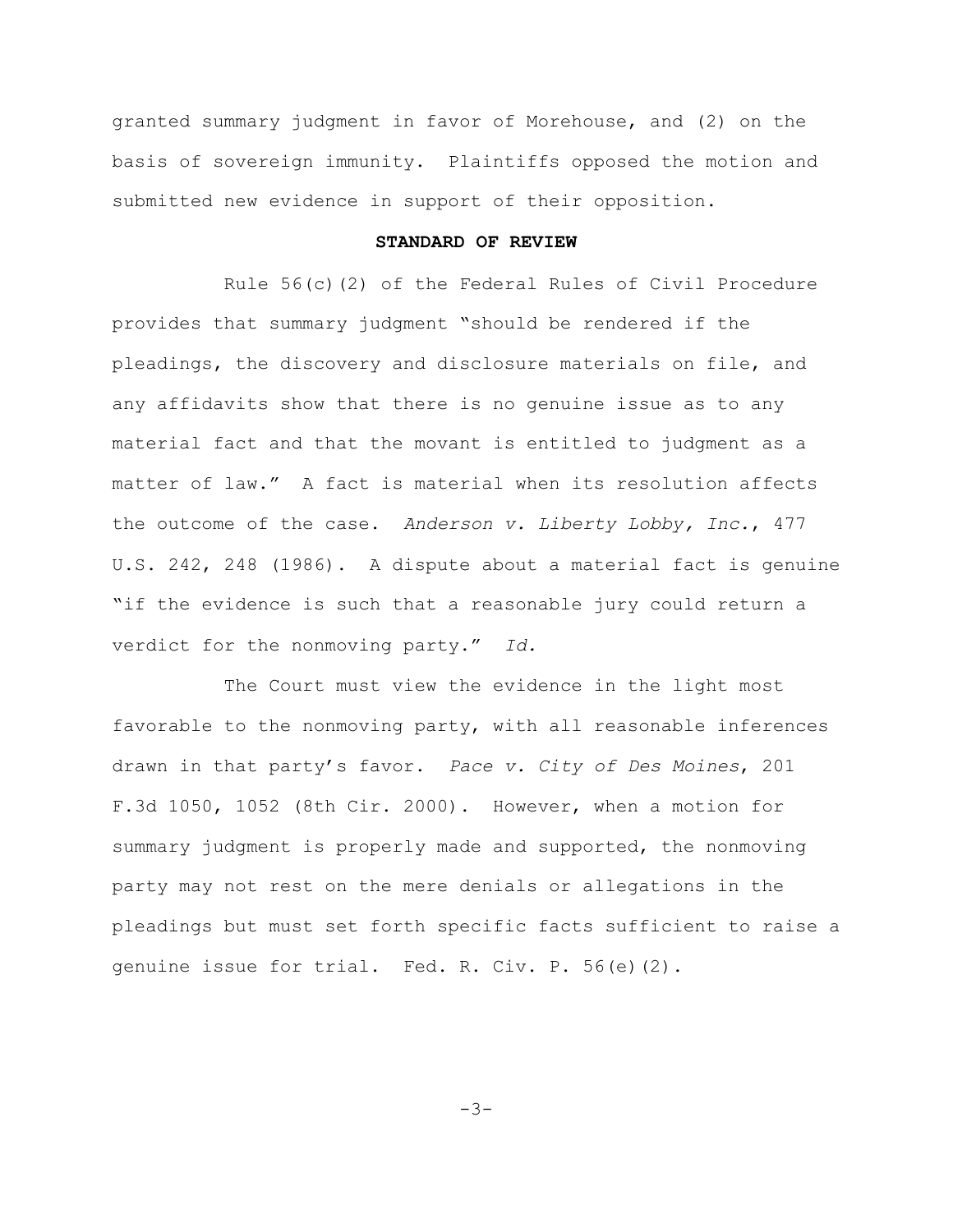granted summary judgment in favor of Morehouse, and (2) on the basis of sovereign immunity. Plaintiffs opposed the motion and submitted new evidence in support of their opposition.

## STANDARD OF REVIEW

Rule 56(c)(2) of the Federal Rules of Civil Procedure provides that summary judgment "should be rendered if the pleadings, the discovery and disclosure materials on file, and any affidavits show that there is no genuine issue as to any material fact and that the movant is entitled to judgment as a matter of law." A fact is material when its resolution affects the outcome of the case. *Anderson v. Liberty Lobby, Inc.*, 477 U.S. 242, 248 (1986). A dispute about a material fact is genuine "if the evidence is such that a reasonable jury could return a verdict for the nonmoving party." *Id.*

The Court must view the evidence in the light most favorable to the nonmoving party, with all reasonable inferences drawn in that party's favor. *Pace v. City of Des Moines*, 201 F.3d 1050, 1052 (8th Cir. 2000). However, when a motion for summary judgment is properly made and supported, the nonmoving party may not rest on the mere denials or allegations in the pleadings but must set forth specific facts sufficient to raise a genuine issue for trial. Fed. R. Civ. P. 56(e)(2).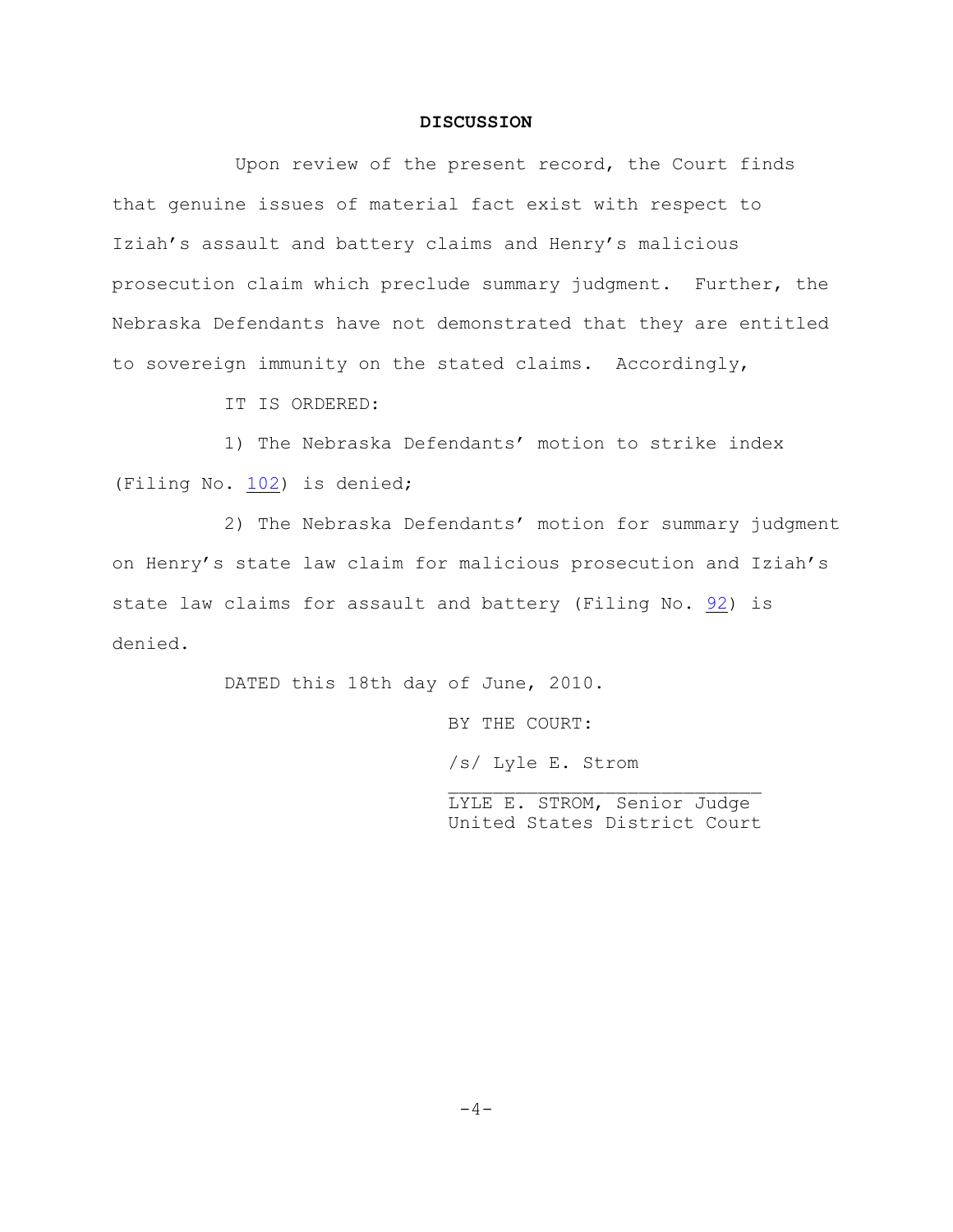**DISCUSSION**

Upon review of the present record, the Court finds that genuine issues of material fact exist with respect to Iziah's assault and battery claims and Henry's malicious prosecution claim which preclude summary judgment. Further, the Nebraska Defendants have not demonstrated that they are entitled to sovereign immunity on the stated claims. Accordingly,

IT IS ORDERED:

1) The Nebraska Defendants' motion to strike index (Filing No. 102) is denied;

2) The Nebraska Defendants' motion for summary judgment on Henry's state law claim for malicious prosecution and Iziah's state law claims for assault and battery (Filing No. 92) is denied.

DATED this 18th day of June, 2010.

BY THE COURT:

/s/ Lyle E. Strom

LYLE E. STROM, Senior Judge
United States District Court